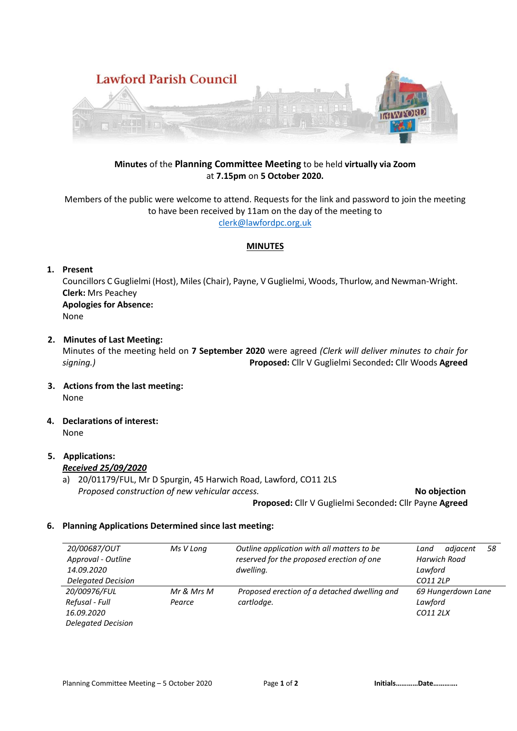# Lawford Parish Council

**Minutes** of the **Planning Committee Meeting** to be held **virtually via Zoom** at **7.15pm** on **5 October 2020.**

Members of the public were welcome to attend. Requests for the link and password to join the meeting to have been received by 11am on the day of the meeting to clerk@lawfordpc.org.uk

## MINUTES

1. **Present**
   Councillors C Guglielmi (Host), Miles (Chair), Payne, V Guglielmi, Woods, Thurlow, and Newman-Wright.
   **Clerk:** Mrs Peachey
   **Apologies for Absence:**
   None

2. **Minutes of Last Meeting:**
   Minutes of the meeting held on **7 September 2020** were agreed *(Clerk will deliver minutes to chair for signing.)* **Proposed:** Cllr V Guglielmi Seconded**:** Cllr Woods **Agreed**

3. **Actions from the last meeting:**
   None

4. **Declarations of interest:**
   None

5. **Applications:**
   ***Received 25/09/2020***
   a) 20/01179/FUL, Mr D Spurgin, 45 Harwich Road, Lawford, CO11 2LS
   *Proposed construction of new vehicular access.* **No objection**
   **Proposed:** Cllr V Guglielmi Seconded**:** Cllr Payne **Agreed**

6. **Planning Applications Determined since last meeting:**

| | | | |
|---|---|---|---|
| *20/00687/OUT Approval - Outline 14.09.2020 Delegated Decision* | *Ms V Long* | *Outline application with all matters to be reserved for the proposed erection of one dwelling.* | *Land adjacent 58 Harwich Road Lawford CO11 2LP* |
| *20/00976/FUL Refusal - Full 16.09.2020 Delegated Decision* | *Mr & Mrs M Pearce* | *Proposed erection of a detached dwelling and cartlodge.* | *69 Hungerdown Lane Lawford CO11 2LX* |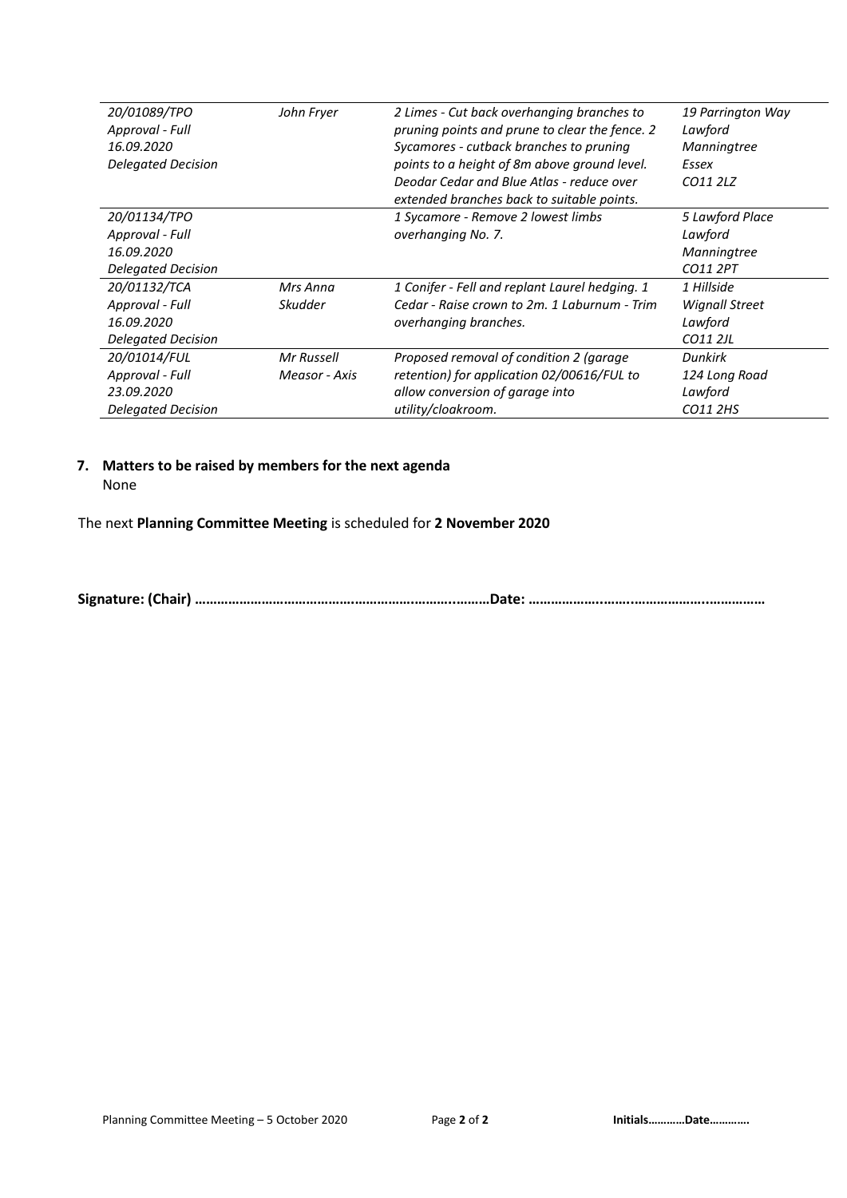| | | | |
|---|---|---|---|
| *20/01089/TPO*<br>*Approval - Full*<br>*16.09.2020*<br>*Delegated Decision* | *John Fryer* | *2 Limes - Cut back overhanging branches to pruning points and prune to clear the fence. 2 Sycamores - cutback branches to pruning points to a height of 8m above ground level. Deodar Cedar and Blue Atlas - reduce over extended branches back to suitable points.* | *19 Parrington Way*<br>*Lawford*<br>*Manningtree*<br>*Essex*<br>*CO11 2LZ* |
| *20/01134/TPO*<br>*Approval - Full*<br>*16.09.2020*<br>*Delegated Decision* | | *1 Sycamore - Remove 2 lowest limbs overhanging No. 7.* | *5 Lawford Place*<br>*Lawford*<br>*Manningtree*<br>*CO11 2PT* |
| *20/01132/TCA*<br>*Approval - Full*<br>*16.09.2020*<br>*Delegated Decision* | *Mrs Anna Skudder* | *1 Conifer - Fell and replant Laurel hedging. 1 Cedar - Raise crown to 2m. 1 Laburnum - Trim overhanging branches.* | *1 Hillside*<br>*Wignall Street*<br>*Lawford*<br>*CO11 2JL* |
| *20/01014/FUL*<br>*Approval - Full*<br>*23.09.2020*<br>*Delegated Decision* | *Mr Russell Measor - Axis* | *Proposed removal of condition 2 (garage retention) for application 02/00616/FUL to allow conversion of garage into utility/cloakroom.* | *Dunkirk*<br>*124 Long Road*<br>*Lawford*<br>*CO11 2HS* |

**7. Matters to be raised by members for the next agenda**

None

The next **Planning Committee Meeting** is scheduled for **2 November 2020**

**Signature: (Chair) ……………………………………………………………………Date: …………………………………………………**

Planning Committee Meeting – 5 October 2020 **Initials…………Date…………**